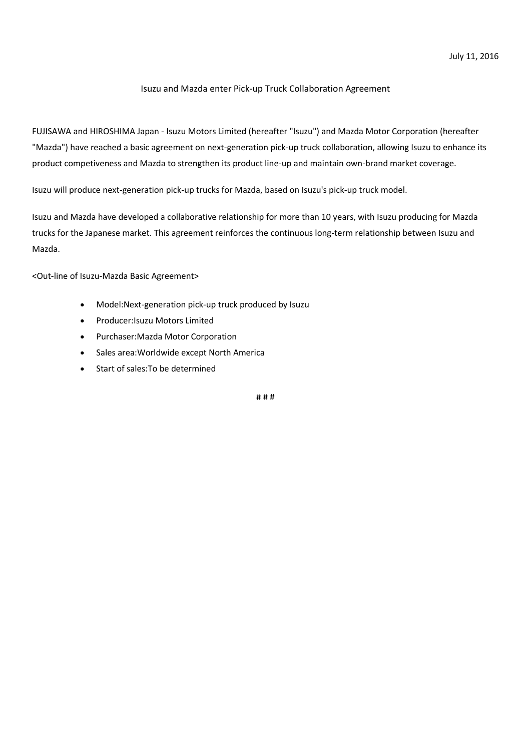July 11, 2016

# Isuzu and Mazda enter Pick-up Truck Collaboration Agreement

FUJISAWA and HIROSHIMA Japan - Isuzu Motors Limited (hereafter "Isuzu") and Mazda Motor Corporation (hereafter "Mazda") have reached a basic agreement on next-generation pick-up truck collaboration, allowing Isuzu to enhance its product competiveness and Mazda to strengthen its product line-up and maintain own-brand market coverage.

Isuzu will produce next-generation pick-up trucks for Mazda, based on Isuzu's pick-up truck model.

Isuzu and Mazda have developed a collaborative relationship for more than 10 years, with Isuzu producing for Mazda trucks for the Japanese market. This agreement reinforces the continuous long-term relationship between Isuzu and Mazda.

<Out-line of Isuzu-Mazda Basic Agreement>

- Model:Next-generation pick-up truck produced by Isuzu
- Producer:Isuzu Motors Limited
- Purchaser:Mazda Motor Corporation
- Sales area:Worldwide except North America
- Start of sales:To be determined

# # #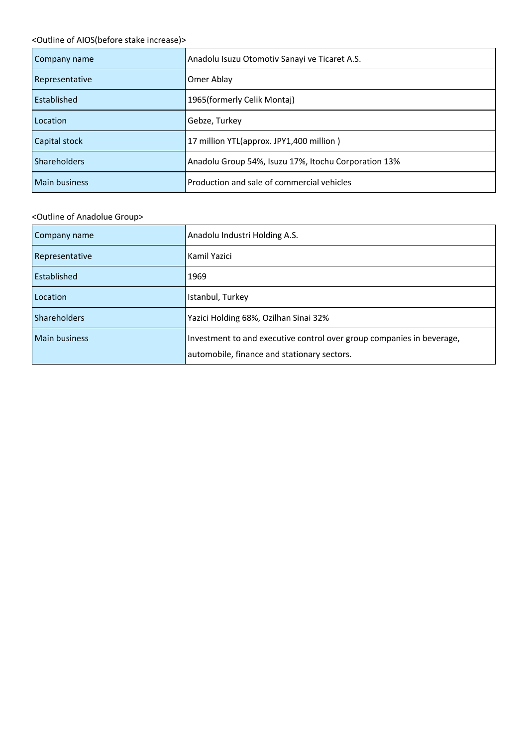<Outline of AIOS(before stake increase)>

| | |
|---|---|
| Company name | Anadolu Isuzu Otomotiv Sanayi ve Ticaret A.S. |
| Representative | Omer Ablay |
| Established | 1965(formerly Celik Montaj) |
| Location | Gebze, Turkey |
| Capital stock | 17 million YTL(approx. JPY1,400 million ) |
| Shareholders | Anadolu Group 54%, Isuzu 17%, Itochu Corporation 13% |
| Main business | Production and sale of commercial vehicles |

<Outline of Anadolue Group>

| | |
|---|---|
| Company name | Anadolu Industri Holding A.S. |
| Representative | Kamil Yazici |
| Established | 1969 |
| Location | Istanbul, Turkey |
| Shareholders | Yazici Holding 68%, Ozilhan Sinai 32% |
| Main business | Investment to and executive control over group companies in beverage, automobile, finance and stationary sectors. |